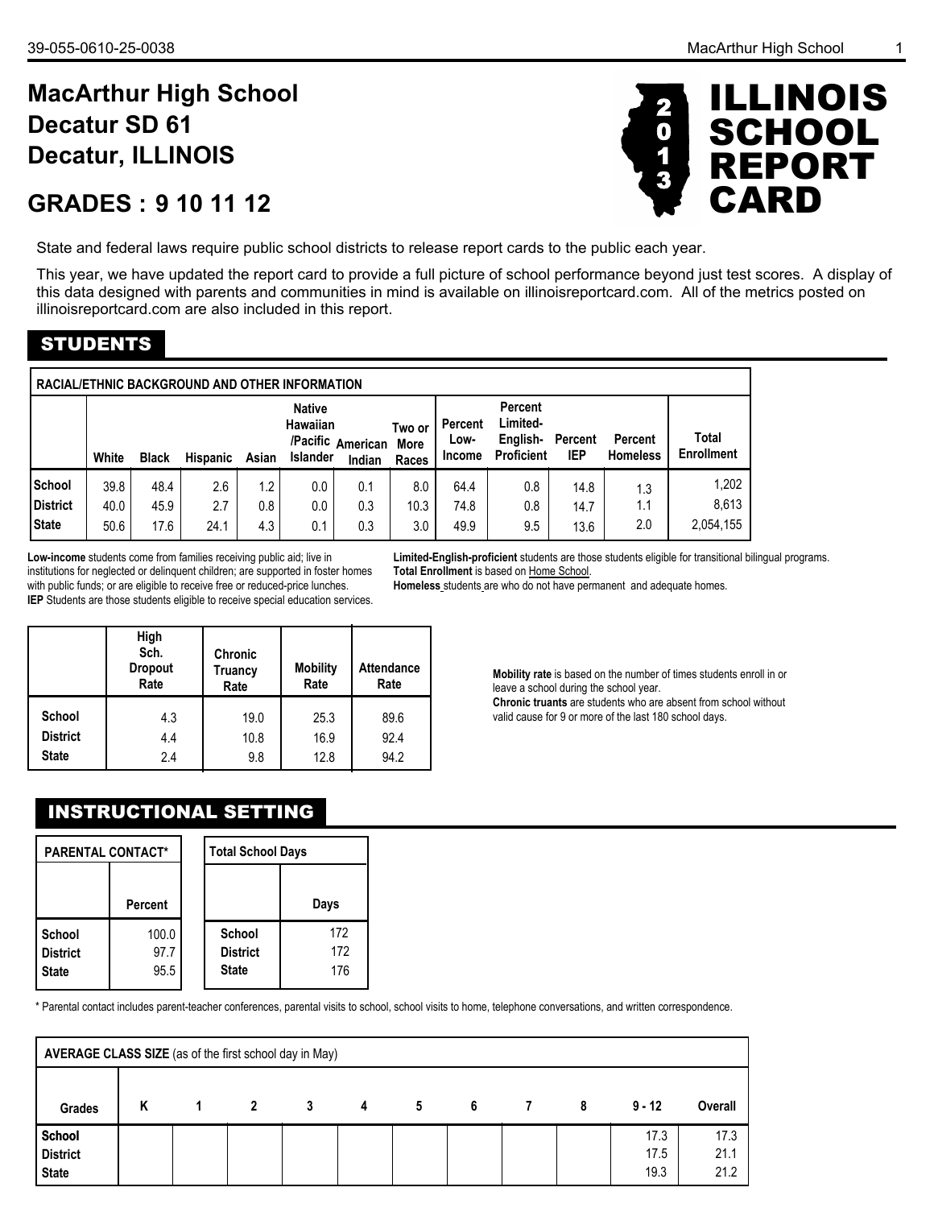# MacArthur High School
## Decatur SD 61
## Decatur, ILLINOIS

## GRADES : 9 10 11 12

**2013 ILLINOIS SCHOOL REPORT CARD**

State and federal laws require public school districts to release report cards to the public each year.

This year, we have updated the report card to provide a full picture of school performance beyond just test scores. A display of this data designed with parents and communities in mind is available on illinoisreportcard.com. All of the metrics posted on illinoisreportcard.com are also included in this report.

## STUDENTS

**RACIAL/ETHNIC BACKGROUND AND OTHER INFORMATION**

| | White | Black | Hispanic | Asian | Native Hawaiian /Pacific Islander | American Indian | Two or More Races | Percent Low-Income | Percent Limited-English-Proficient | Percent IEP | Percent Homeless | Total Enrollment |
|---|---|---|---|---|---|---|---|---|---|---|---|---|
| School | 39.8 | 48.4 | 2.6 | 1.2 | 0.0 | 0.1 | 8.0 | 64.4 | 0.8 | 14.8 | 1.3 | 1,202 |
| District | 40.0 | 45.9 | 2.7 | 0.8 | 0.0 | 0.3 | 10.3 | 74.8 | 0.8 | 14.7 | 1.1 | 8,613 |
| State | 50.6 | 17.6 | 24.1 | 4.3 | 0.1 | 0.3 | 3.0 | 49.9 | 9.5 | 13.6 | 2.0 | 2,054,155 |

**Low-income** students come from families receiving public aid; live in institutions for neglected or delinquent children; are supported in foster homes with public funds; or are eligible to receive free or reduced-price lunches.
**IEP** Students are those students eligible to receive special education services.

**Limited-English-proficient** students are those students eligible for transitional bilingual programs.
**Total Enrollment** is based on Home School.
**Homeless** students are who do not have permanent and adequate homes.

| | High Sch. Dropout Rate | Chronic Truancy Rate | Mobility Rate | Attendance Rate |
|---|---|---|---|---|
| School | 4.3 | 19.0 | 25.3 | 89.6 |
| District | 4.4 | 10.8 | 16.9 | 92.4 |
| State | 2.4 | 9.8 | 12.8 | 94.2 |

**Mobility rate** is based on the number of times students enroll in or leave a school during the school year.
**Chronic truants** are students who are absent from school without valid cause for 9 or more of the last 180 school days.

## INSTRUCTIONAL SETTING

**PARENTAL CONTACT***

| | Percent |
|---|---|
| School | 100.0 |
| District | 97.7 |
| State | 95.5 |

**Total School Days**

| | Days |
|---|---|
| School | 172 |
| District | 172 |
| State | 176 |

\* Parental contact includes parent-teacher conferences, parental visits to school, school visits to home, telephone conversations, and written correspondence.

**AVERAGE CLASS SIZE** (as of the first school day in May)

| Grades | K | 1 | 2 | 3 | 4 | 5 | 6 | 7 | 8 | 9 - 12 | Overall |
|---|---|---|---|---|---|---|---|---|---|---|---|
| School | | | | | | | | | | 17.3 | 17.3 |
| District | | | | | | | | | | 17.5 | 21.1 |
| State | | | | | | | | | | 19.3 | 21.2 |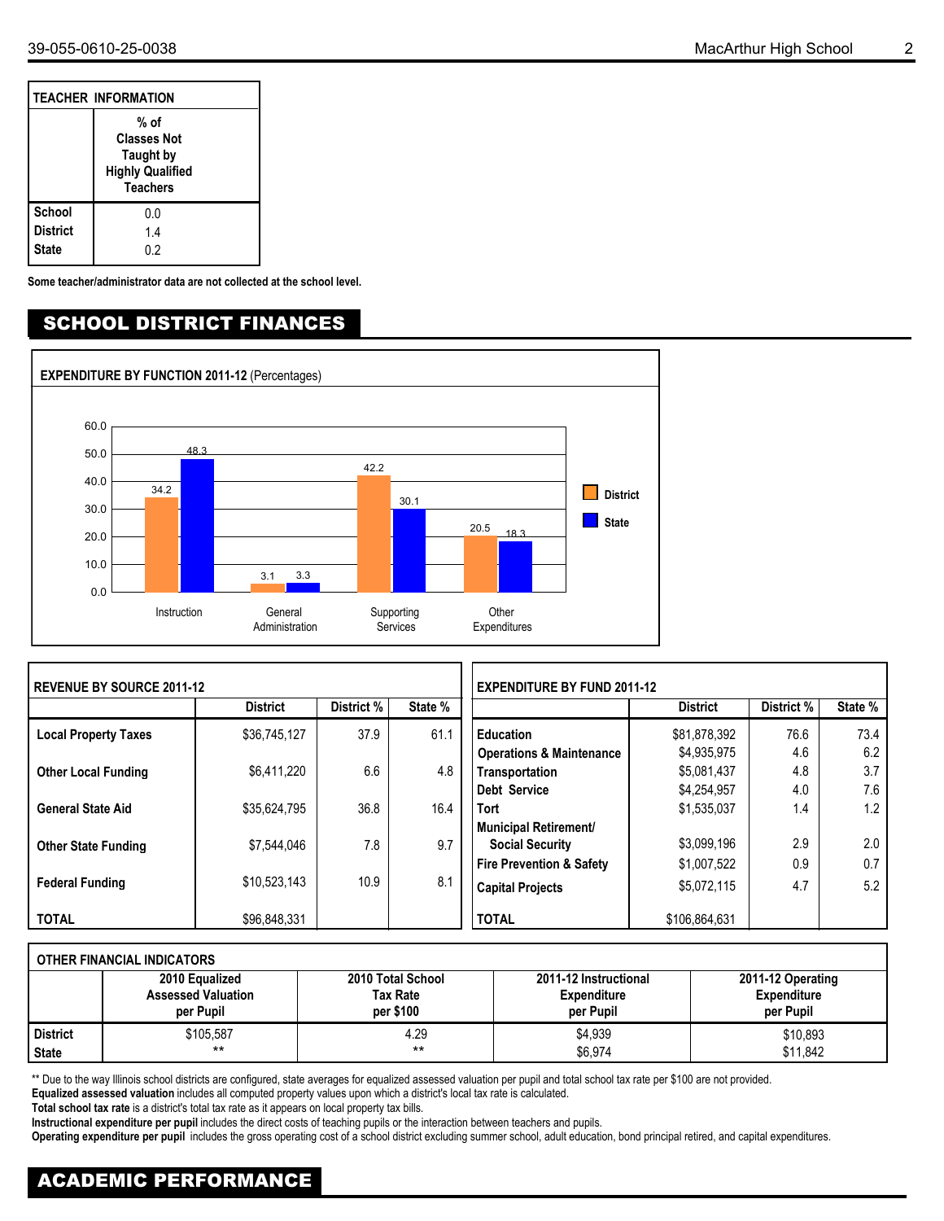## TEACHER INFORMATION

| | % of Classes Not Taught by Highly Qualified Teachers |
|---|---|
| School | 0.0 |
| District | 1.4 |
| State | 0.2 |

**Some teacher/administrator data are not collected at the school level.**

## SCHOOL DISTRICT FINANCES

**EXPENDITURE BY FUNCTION 2011-12** (Percentages)

| | District | State |
|---|---|---|
| Instruction | 34.2 | 48.3 |
| General Administration | 3.1 | 3.3 |
| Supporting Services | 42.2 | 30.1 |
| Other Expenditures | 20.5 | 18.3 |

**REVENUE BY SOURCE 2011-12**

| | District | District % | State % |
|---|---|---|---|
| **Local Property Taxes** | $36,745,127 | 37.9 | 61.1 |
| **Other Local Funding** | $6,411,220 | 6.6 | 4.8 |
| **General State Aid** | $35,624,795 | 36.8 | 16.4 |
| **Other State Funding** | $7,544,046 | 7.8 | 9.7 |
| **Federal Funding** | $10,523,143 | 10.9 | 8.1 |
| **TOTAL** | $96,848,331 | | |

**EXPENDITURE BY FUND 2011-12**

| | District | District % | State % |
|---|---|---|---|
| **Education** | $81,878,392 | 76.6 | 73.4 |
| **Operations & Maintenance** | $4,935,975 | 4.6 | 6.2 |
| **Transportation** | $5,081,437 | 4.8 | 3.7 |
| **Debt Service** | $4,254,957 | 4.0 | 7.6 |
| **Tort** | $1,535,037 | 1.4 | 1.2 |
| **Municipal Retirement/ Social Security** | $3,099,196 | 2.9 | 2.0 |
| **Fire Prevention & Safety** | $1,007,522 | 0.9 | 0.7 |
| **Capital Projects** | $5,072,115 | 4.7 | 5.2 |
| **TOTAL** | $106,864,631 | | |

**OTHER FINANCIAL INDICATORS**

| | 2010 Equalized Assessed Valuation per Pupil | 2010 Total School Tax Rate per $100 | 2011-12 Instructional Expenditure per Pupil | 2011-12 Operating Expenditure per Pupil |
|---|---|---|---|---|
| **District** | $105,587 | 4.29 | $4,939 | $10,893 |
| **State** | ** | ** | $6,974 | $11,842 |

** Due to the way Illinois school districts are configured, state averages for equalized assessed valuation per pupil and total school tax rate per $100 are not provided.

**Equalized assessed valuation** includes all computed property values upon which a district's local tax rate is calculated.

**Total school tax rate** is a district's total tax rate as it appears on local property tax bills.

**Instructional expenditure per pupil** includes the direct costs of teaching pupils or the interaction between teachers and pupils.

**Operating expenditure per pupil** includes the gross operating cost of a school district excluding summer school, adult education, bond principal retired, and capital expenditures.

## ACADEMIC PERFORMANCE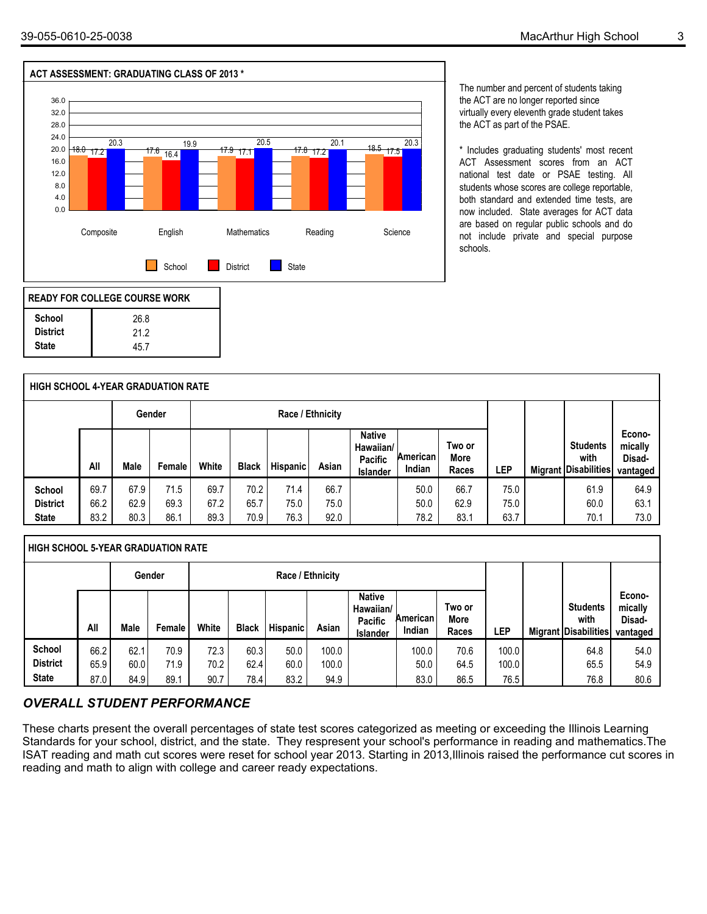## ACT ASSESSMENT: GRADUATING CLASS OF 2013 *

| | Composite | English | Mathematics | Reading | Science |
|---|---|---|---|---|---|
| School | 18.0 | 17.6 | 17.9 | 17.8 | 18.5 |
| District | 17.2 | 16.4 | 17.1 | 17.2 | 17.5 |
| State | 20.3 | 19.9 | 20.5 | 20.1 | 20.3 |

The number and percent of students taking the ACT are no longer reported since virtually every eleventh grade student takes the ACT as part of the PSAE.

* Includes graduating students' most recent ACT Assessment scores from an ACT national test date or PSAE testing. All students whose scores are college reportable, both standard and extended time tests, are now included. State averages for ACT data are based on regular public schools and do not include private and special purpose schools.

## READY FOR COLLEGE COURSE WORK

| | |
|---|---|
| School | 26.8 |
| District | 21.2 |
| State | 45.7 |

## HIGH SCHOOL 4-YEAR GRADUATION RATE

| | | Gender | | Race / Ethnicity | | | | | | | | | | |
|---|---|---|---|---|---|---|---|---|---|---|---|---|---|---|
| | All | Male | Female | White | Black | Hispanic | Asian | Native Hawaiian/ Pacific Islander | American Indian | Two or More Races | LEP | Migrant | Students with Disabilities | Economically Disadvantaged |
| School | 69.7 | 67.9 | 71.5 | 69.7 | 70.2 | 71.4 | 66.7 | | 50.0 | 66.7 | 75.0 | | 61.9 | 64.9 |
| District | 66.2 | 62.9 | 69.3 | 67.2 | 65.7 | 75.0 | 75.0 | | 50.0 | 62.9 | 75.0 | | 60.0 | 63.1 |
| State | 83.2 | 80.3 | 86.1 | 89.3 | 70.9 | 76.3 | 92.0 | | 78.2 | 83.1 | 63.7 | | 70.1 | 73.0 |

## HIGH SCHOOL 5-YEAR GRADUATION RATE

| | | Gender | | Race / Ethnicity | | | | | | | | | | |
|---|---|---|---|---|---|---|---|---|---|---|---|---|---|---|
| | All | Male | Female | White | Black | Hispanic | Asian | Native Hawaiian/ Pacific Islander | American Indian | Two or More Races | LEP | Migrant | Students with Disabilities | Economically Disadvantaged |
| School | 66.2 | 62.1 | 70.9 | 72.3 | 60.3 | 50.0 | 100.0 | | 100.0 | 70.6 | 100.0 | | 64.8 | 54.0 |
| District | 65.9 | 60.0 | 71.9 | 70.2 | 62.4 | 60.0 | 100.0 | | 50.0 | 64.5 | 100.0 | | 65.5 | 54.9 |
| State | 87.0 | 84.9 | 89.1 | 90.7 | 78.4 | 83.2 | 94.9 | | 83.0 | 86.5 | 76.5 | | 76.8 | 80.6 |

## *OVERALL STUDENT PERFORMANCE*

These charts present the overall percentages of state test scores categorized as meeting or exceeding the Illinois Learning Standards for your school, district, and the state. They respresent your school's performance in reading and mathematics.The ISAT reading and math cut scores were reset for school year 2013. Starting in 2013,Illinois raised the performance cut scores in reading and math to align with college and career ready expectations.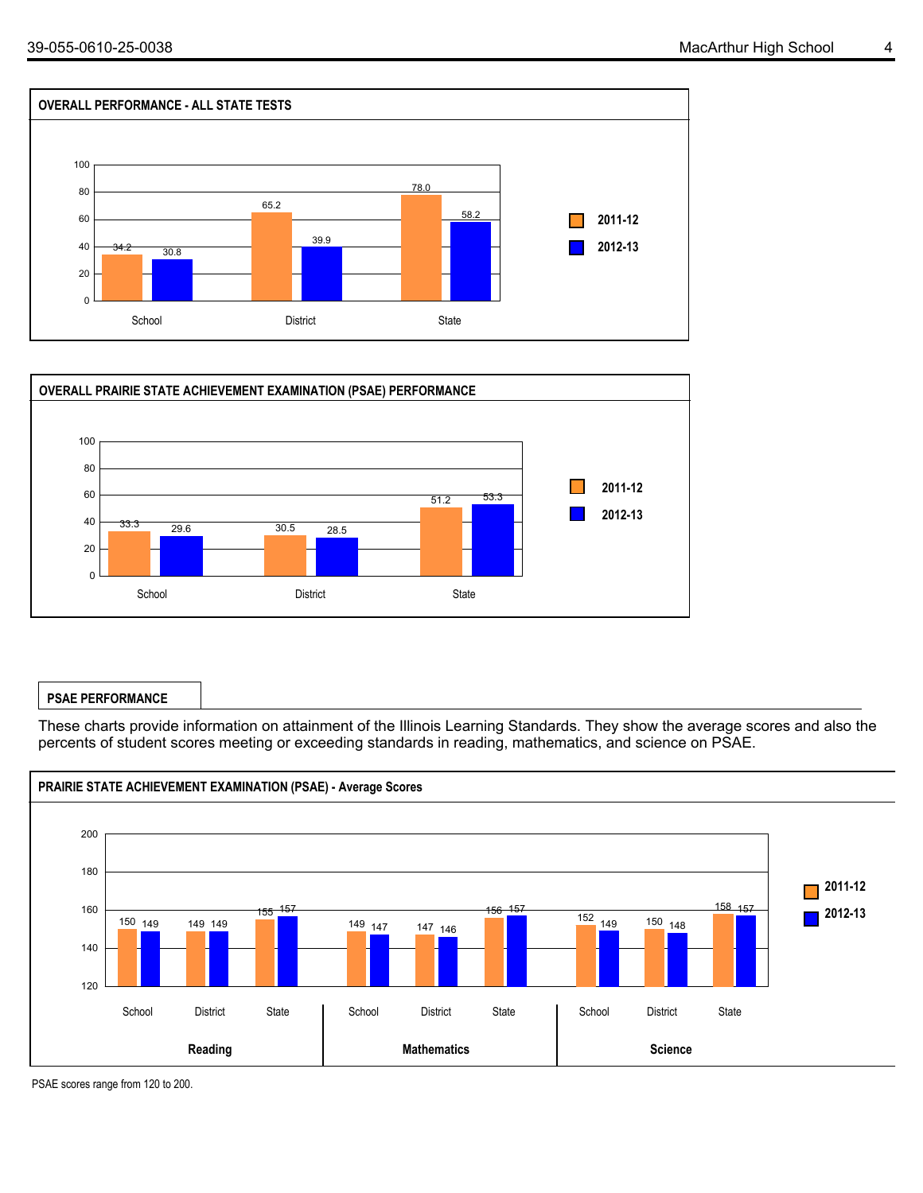## OVERALL PERFORMANCE - ALL STATE TESTS

| | 2011-12 | 2012-13 |
|---|---|---|
| School | 34.2 | 30.8 |
| District | 65.2 | 39.9 |
| State | 78.0 | 58.2 |

## OVERALL PRAIRIE STATE ACHIEVEMENT EXAMINATION (PSAE) PERFORMANCE

| | 2011-12 | 2012-13 |
|---|---|---|
| School | 33.3 | 29.6 |
| District | 30.5 | 28.5 |
| State | 51.2 | 53.3 |

## PSAE PERFORMANCE

These charts provide information on attainment of the Illinois Learning Standards. They show the average scores and also the percents of student scores meeting or exceeding standards in reading, mathematics, and science on PSAE.

## PRAIRIE STATE ACHIEVEMENT EXAMINATION (PSAE) - Average Scores

| | | 2011-12 | 2012-13 |
|---|---|---|---|
| Reading | School | 150 | 149 |
| | District | 149 | 149 |
| | State | 155 | 157 |
| Mathematics | School | 149 | 147 |
| | District | 147 | 146 |
| | State | 156 | 157 |
| Science | School | 152 | 149 |
| | District | 150 | 148 |
| | State | 158 | 157 |

PSAE scores range from 120 to 200.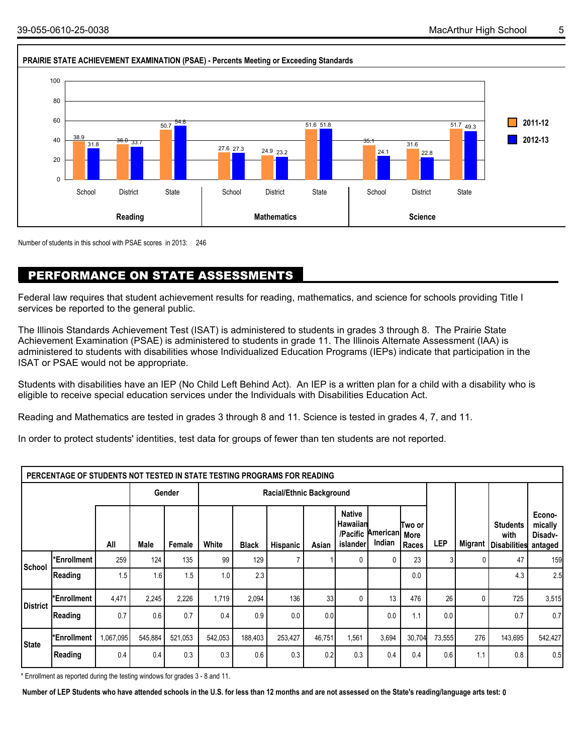## PRAIRIE STATE ACHIEVEMENT EXAMINATION (PSAE) - Percents Meeting or Exceeding Standards

| | | 2011-12 | 2012-13 |
|---|---|---|---|
| Reading | School | 38.9 | 31.8 |
| | District | 36.0 | 33.7 |
| | State | 50.7 | 54.8 |
| Mathematics | School | 27.6 | 27.3 |
| | District | 24.9 | 23.2 |
| | State | 51.6 | 51.8 |
| Science | School | 35.1 | 24.1 |
| | District | 31.6 | 22.8 |
| | State | 51.7 | 49.3 |

Number of students in this school with PSAE scores in 2013: 246

## PERFORMANCE ON STATE ASSESSMENTS

Federal law requires that student achievement results for reading, mathematics, and science for schools providing Title I services be reported to the general public.

The Illinois Standards Achievement Test (ISAT) is administered to students in grades 3 through 8. The Prairie State Achievement Examination (PSAE) is administered to students in grade 11. The Illinois Alternate Assessment (IAA) is administered to students with disabilities whose Individualized Education Programs (IEPs) indicate that participation in the ISAT or PSAE would not be appropriate.

Students with disabilities have an IEP (No Child Left Behind Act). An IEP is a written plan for a child with a disability who is eligible to receive special education services under the Individuals with Disabilities Education Act.

Reading and Mathematics are tested in grades 3 through 8 and 11. Science is tested in grades 4, 7, and 11.

In order to protect students' identities, test data for groups of fewer than ten students are not reported.

### PERCENTAGE OF STUDENTS NOT TESTED IN STATE TESTING PROGRAMS FOR READING

| | | | Gender | | Racial/Ethnic Background | | | | | | | | | | |
|---|---|---|---|---|---|---|---|---|---|---|---|---|---|---|---|
| | | All | Male | Female | White | Black | Hispanic | Asian | Native Hawaiian /Pacific islander | American Indian | Two or More Races | LEP | Migrant | Students with Disabilities | Economically Disadvantaged |
| School | *Enrollment | 259 | 124 | 135 | 99 | 129 | 7 | 1 | 0 | 0 | 23 | 3 | 0 | 47 | 159 |
| | Reading | 1.5 | 1.6 | 1.5 | 1.0 | 2.3 | | | | | 0.0 | | | 4.3 | 2.5 |
| District | *Enrollment | 4,471 | 2,245 | 2,226 | 1,719 | 2,094 | 136 | 33 | 0 | 13 | 476 | 26 | 0 | 725 | 3,515 |
| | Reading | 0.7 | 0.6 | 0.7 | 0.4 | 0.9 | 0.0 | 0.0 | | 0.0 | 1.1 | 0.0 | | 0.7 | 0.7 |
| State | *Enrollment | 1,067,095 | 545,884 | 521,053 | 542,053 | 188,403 | 253,427 | 46,751 | 1,561 | 3,694 | 30,704 | 73,555 | 276 | 143,695 | 542,427 |
| | Reading | 0.4 | 0.4 | 0.3 | 0.3 | 0.6 | 0.3 | 0.2 | 0.3 | 0.4 | 0.4 | 0.6 | 1.1 | 0.8 | 0.5 |

* Enrollment as reported during the testing windows for grades 3 - 8 and 11.

**Number of LEP Students who have attended schools in the U.S. for less than 12 months and are not assessed on the State's reading/language arts test: 0**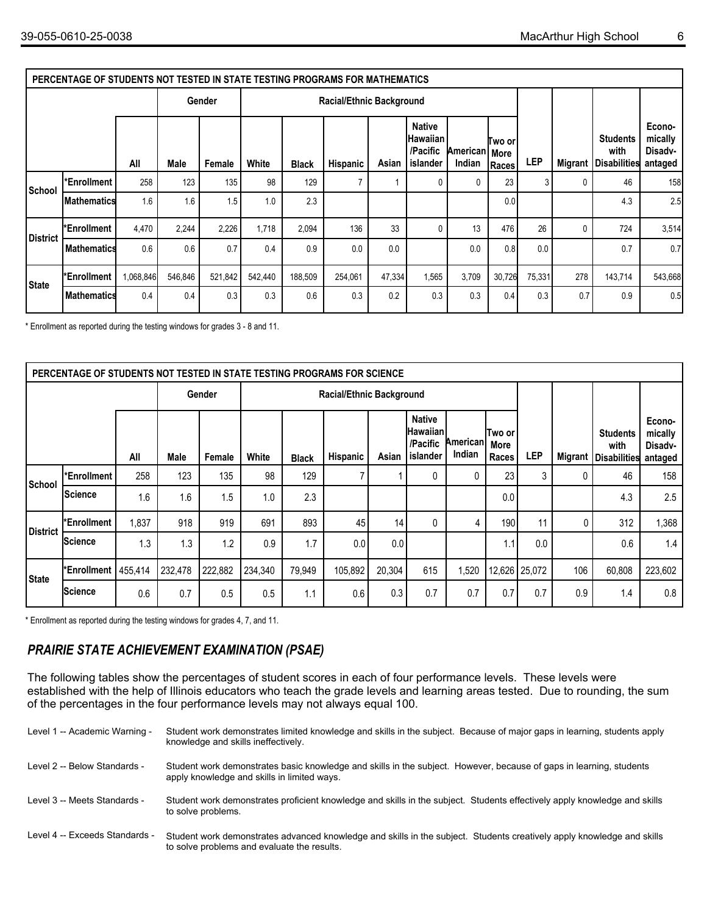| PERCENTAGE OF STUDENTS NOT TESTED IN STATE TESTING PROGRAMS FOR MATHEMATICS | | | | | | | | | | | | | | | | |
|---|---|---|---|---|---|---|---|---|---|---|---|---|---|---|---|---|
| | | | Gender | | Racial/Ethnic Background | | | | | | | | | | | |
| | | All | Male | Female | White | Black | Hispanic | Asian | Native Hawaiian /Pacific islander | American Indian | Two or More Races | LEP | Migrant | Students with Disabilities | Econo-mically Disadv-antaged |
| School | *Enrollment | 258 | 123 | 135 | 98 | 129 | 7 | 1 | 0 | 0 | 23 | 3 | 0 | 46 | 158 |
| | Mathematics | 1.6 | 1.6 | 1.5 | 1.0 | 2.3 | | | | | 0.0 | | | 4.3 | 2.5 |
| District | *Enrollment | 4,470 | 2,244 | 2,226 | 1,718 | 2,094 | 136 | 33 | 0 | 13 | 476 | 26 | 0 | 724 | 3,514 |
| | Mathematics | 0.6 | 0.6 | 0.7 | 0.4 | 0.9 | 0.0 | 0.0 | | 0.0 | 0.8 | 0.0 | | 0.7 | 0.7 |
| State | *Enrollment | 1,068,846 | 546,846 | 521,842 | 542,440 | 188,509 | 254,061 | 47,334 | 1,565 | 3,709 | 30,726 | 75,331 | 278 | 143,714 | 543,668 |
| | Mathematics | 0.4 | 0.4 | 0.3 | 0.3 | 0.6 | 0.3 | 0.2 | 0.3 | 0.3 | 0.4 | 0.3 | 0.7 | 0.9 | 0.5 |

* Enrollment as reported during the testing windows for grades 3 - 8 and 11.

| PERCENTAGE OF STUDENTS NOT TESTED IN STATE TESTING PROGRAMS FOR SCIENCE | | | | | | | | | | | | | | | | |
|---|---|---|---|---|---|---|---|---|---|---|---|---|---|---|---|---|
| | | | Gender | | Racial/Ethnic Background | | | | | | | | | | | |
| | | All | Male | Female | White | Black | Hispanic | Asian | Native Hawaiian /Pacific islander | American Indian | Two or More Races | LEP | Migrant | Students with Disabilities | Econo-mically Disadv-antaged |
| School | *Enrollment | 258 | 123 | 135 | 98 | 129 | 7 | 1 | 0 | 0 | 23 | 3 | 0 | 46 | 158 |
| | Science | 1.6 | 1.6 | 1.5 | 1.0 | 2.3 | | | | | 0.0 | | | 4.3 | 2.5 |
| District | *Enrollment | 1,837 | 918 | 919 | 691 | 893 | 45 | 14 | 0 | 4 | 190 | 11 | 0 | 312 | 1,368 |
| | Science | 1.3 | 1.3 | 1.2 | 0.9 | 1.7 | 0.0 | 0.0 | | | 1.1 | 0.0 | | 0.6 | 1.4 |
| State | *Enrollment | 455,414 | 232,478 | 222,882 | 234,340 | 79,949 | 105,892 | 20,304 | 615 | 1,520 | 12,626 | 25,072 | 106 | 60,808 | 223,602 |
| | Science | 0.6 | 0.7 | 0.5 | 0.5 | 1.1 | 0.6 | 0.3 | 0.7 | 0.7 | 0.7 | 0.7 | 0.9 | 1.4 | 0.8 |

* Enrollment as reported during the testing windows for grades 4, 7, and 11.

## *PRAIRIE STATE ACHIEVEMENT EXAMINATION (PSAE)*

The following tables show the percentages of student scores in each of four performance levels. These levels were established with the help of Illinois educators who teach the grade levels and learning areas tested. Due to rounding, the sum of the percentages in the four performance levels may not always equal 100.

Level 1 -- Academic Warning - Student work demonstrates limited knowledge and skills in the subject. Because of major gaps in learning, students apply knowledge and skills ineffectively.

Level 2 -- Below Standards - Student work demonstrates basic knowledge and skills in the subject. However, because of gaps in learning, students apply knowledge and skills in limited ways.

Level 3 -- Meets Standards - Student work demonstrates proficient knowledge and skills in the subject. Students effectively apply knowledge and skills to solve problems.

Level 4 -- Exceeds Standards - Student work demonstrates advanced knowledge and skills in the subject. Students creatively apply knowledge and skills to solve problems and evaluate the results.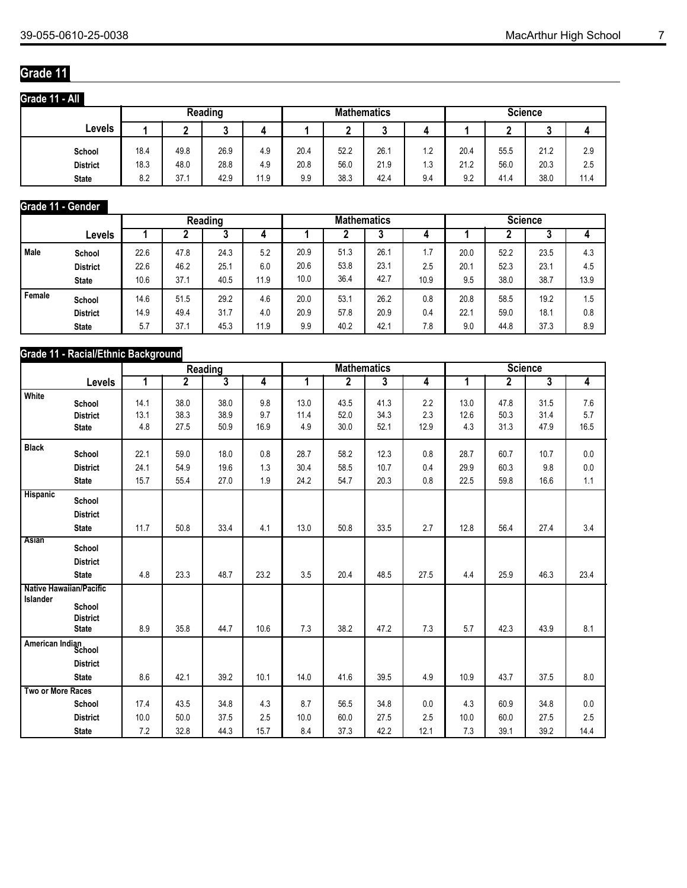# Grade 11

## Grade 11 - All

| Levels | Reading | | | | Mathematics | | | | Science | | | |
|---|---|---|---|---|---|---|---|---|---|---|---|---|
| | 1 | 2 | 3 | 4 | 1 | 2 | 3 | 4 | 1 | 2 | 3 | 4 |
| School | 18.4 | 49.8 | 26.9 | 4.9 | 20.4 | 52.2 | 26.1 | 1.2 | 20.4 | 55.5 | 21.2 | 2.9 |
| District | 18.3 | 48.0 | 28.8 | 4.9 | 20.8 | 56.0 | 21.9 | 1.3 | 21.2 | 56.0 | 20.3 | 2.5 |
| State | 8.2 | 37.1 | 42.9 | 11.9 | 9.9 | 38.3 | 42.4 | 9.4 | 9.2 | 41.4 | 38.0 | 11.4 |

## Grade 11 - Gender

| | Levels | Reading | | | | Mathematics | | | | Science | | | |
|---|---|---|---|---|---|---|---|---|---|---|---|---|---|
| | | 1 | 2 | 3 | 4 | 1 | 2 | 3 | 4 | 1 | 2 | 3 | 4 |
| Male | School | 22.6 | 47.8 | 24.3 | 5.2 | 20.9 | 51.3 | 26.1 | 1.7 | 20.0 | 52.2 | 23.5 | 4.3 |
| | District | 22.6 | 46.2 | 25.1 | 6.0 | 20.6 | 53.8 | 23.1 | 2.5 | 20.1 | 52.3 | 23.1 | 4.5 |
| | State | 10.6 | 37.1 | 40.5 | 11.9 | 10.0 | 36.4 | 42.7 | 10.9 | 9.5 | 38.0 | 38.7 | 13.9 |
| Female | School | 14.6 | 51.5 | 29.2 | 4.6 | 20.0 | 53.1 | 26.2 | 0.8 | 20.8 | 58.5 | 19.2 | 1.5 |
| | District | 14.9 | 49.4 | 31.7 | 4.0 | 20.9 | 57.8 | 20.9 | 0.4 | 22.1 | 59.0 | 18.1 | 0.8 |
| | State | 5.7 | 37.1 | 45.3 | 11.9 | 9.9 | 40.2 | 42.1 | 7.8 | 9.0 | 44.8 | 37.3 | 8.9 |

## Grade 11 - Racial/Ethnic Background

| | Levels | Reading | | | | Mathematics | | | | Science | | | |
|---|---|---|---|---|---|---|---|---|---|---|---|---|---|
| | | 1 | 2 | 3 | 4 | 1 | 2 | 3 | 4 | 1 | 2 | 3 | 4 |
| White | School | 14.1 | 38.0 | 38.0 | 9.8 | 13.0 | 43.5 | 41.3 | 2.2 | 13.0 | 47.8 | 31.5 | 7.6 |
| | District | 13.1 | 38.3 | 38.9 | 9.7 | 11.4 | 52.0 | 34.3 | 2.3 | 12.6 | 50.3 | 31.4 | 5.7 |
| | State | 4.8 | 27.5 | 50.9 | 16.9 | 4.9 | 30.0 | 52.1 | 12.9 | 4.3 | 31.3 | 47.9 | 16.5 |
| Black | School | 22.1 | 59.0 | 18.0 | 0.8 | 28.7 | 58.2 | 12.3 | 0.8 | 28.7 | 60.7 | 10.7 | 0.0 |
| | District | 24.1 | 54.9 | 19.6 | 1.3 | 30.4 | 58.5 | 10.7 | 0.4 | 29.9 | 60.3 | 9.8 | 0.0 |
| | State | 15.7 | 55.4 | 27.0 | 1.9 | 24.2 | 54.7 | 20.3 | 0.8 | 22.5 | 59.8 | 16.6 | 1.1 |
| Hispanic | School | | | | | | | | | | | | |
| | District | | | | | | | | | | | | |
| | State | 11.7 | 50.8 | 33.4 | 4.1 | 13.0 | 50.8 | 33.5 | 2.7 | 12.8 | 56.4 | 27.4 | 3.4 |
| Asian | School | | | | | | | | | | | | |
| | District | | | | | | | | | | | | |
| | State | 4.8 | 23.3 | 48.7 | 23.2 | 3.5 | 20.4 | 48.5 | 27.5 | 4.4 | 25.9 | 46.3 | 23.4 |
| Native Hawaiian/Pacific Islander | School | | | | | | | | | | | | |
| | District | | | | | | | | | | | | |
| | State | 8.9 | 35.8 | 44.7 | 10.6 | 7.3 | 38.2 | 47.2 | 7.3 | 5.7 | 42.3 | 43.9 | 8.1 |
| American Indian | School | | | | | | | | | | | | |
| | District | | | | | | | | | | | | |
| | State | 8.6 | 42.1 | 39.2 | 10.1 | 14.0 | 41.6 | 39.5 | 4.9 | 10.9 | 43.7 | 37.5 | 8.0 |
| Two or More Races | School | 17.4 | 43.5 | 34.8 | 4.3 | 8.7 | 56.5 | 34.8 | 0.0 | 4.3 | 60.9 | 34.8 | 0.0 |
| | District | 10.0 | 50.0 | 37.5 | 2.5 | 10.0 | 60.0 | 27.5 | 2.5 | 10.0 | 60.0 | 27.5 | 2.5 |
| | State | 7.2 | 32.8 | 44.3 | 15.7 | 8.4 | 37.3 | 42.2 | 12.1 | 7.3 | 39.1 | 39.2 | 14.4 |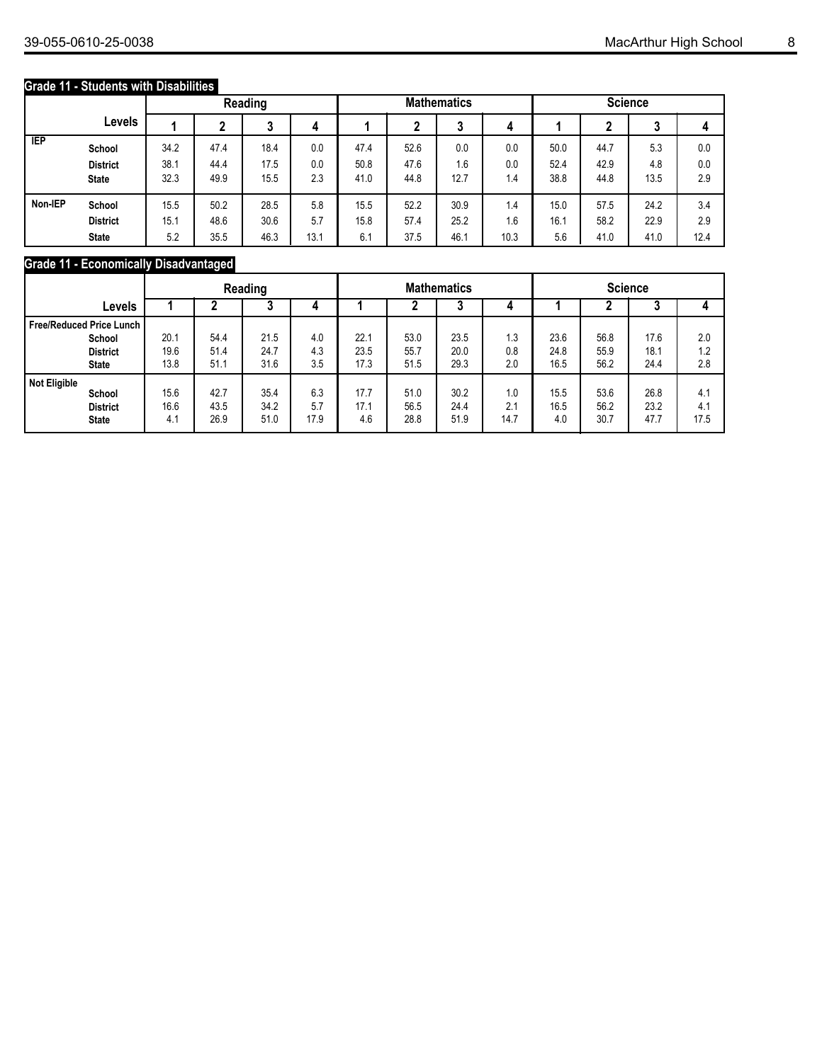## Grade 11 - Students with Disabilities

| | Levels | Reading | | | | Mathematics | | | | Science | | | |
|---|---|---|---|---|---|---|---|---|---|---|---|---|---|
| | | 1 | 2 | 3 | 4 | 1 | 2 | 3 | 4 | 1 | 2 | 3 | 4 |
| IEP | School | 34.2 | 47.4 | 18.4 | 0.0 | 47.4 | 52.6 | 0.0 | 0.0 | 50.0 | 44.7 | 5.3 | 0.0 |
| | District | 38.1 | 44.4 | 17.5 | 0.0 | 50.8 | 47.6 | 1.6 | 0.0 | 52.4 | 42.9 | 4.8 | 0.0 |
| | State | 32.3 | 49.9 | 15.5 | 2.3 | 41.0 | 44.8 | 12.7 | 1.4 | 38.8 | 44.8 | 13.5 | 2.9 |
| Non-IEP | School | 15.5 | 50.2 | 28.5 | 5.8 | 15.5 | 52.2 | 30.9 | 1.4 | 15.0 | 57.5 | 24.2 | 3.4 |
| | District | 15.1 | 48.6 | 30.6 | 5.7 | 15.8 | 57.4 | 25.2 | 1.6 | 16.1 | 58.2 | 22.9 | 2.9 |
| | State | 5.2 | 35.5 | 46.3 | 13.1 | 6.1 | 37.5 | 46.1 | 10.3 | 5.6 | 41.0 | 41.0 | 12.4 |

## Grade 11 - Economically Disadvantaged

| | Levels | Reading | | | | Mathematics | | | | Science | | | |
|---|---|---|---|---|---|---|---|---|---|---|---|---|---|
| | | 1 | 2 | 3 | 4 | 1 | 2 | 3 | 4 | 1 | 2 | 3 | 4 |
| Free/Reduced Price Lunch | School | 20.1 | 54.4 | 21.5 | 4.0 | 22.1 | 53.0 | 23.5 | 1.3 | 23.6 | 56.8 | 17.6 | 2.0 |
| | District | 19.6 | 51.4 | 24.7 | 4.3 | 23.5 | 55.7 | 20.0 | 0.8 | 24.8 | 55.9 | 18.1 | 1.2 |
| | State | 13.8 | 51.1 | 31.6 | 3.5 | 17.3 | 51.5 | 29.3 | 2.0 | 16.5 | 56.2 | 24.4 | 2.8 |
| Not Eligible | School | 15.6 | 42.7 | 35.4 | 6.3 | 17.7 | 51.0 | 30.2 | 1.0 | 15.5 | 53.6 | 26.8 | 4.1 |
| | District | 16.6 | 43.5 | 34.2 | 5.7 | 17.1 | 56.5 | 24.4 | 2.1 | 16.5 | 56.2 | 23.2 | 4.1 |
| | State | 4.1 | 26.9 | 51.0 | 17.9 | 4.6 | 28.8 | 51.9 | 14.7 | 4.0 | 30.7 | 47.7 | 17.5 |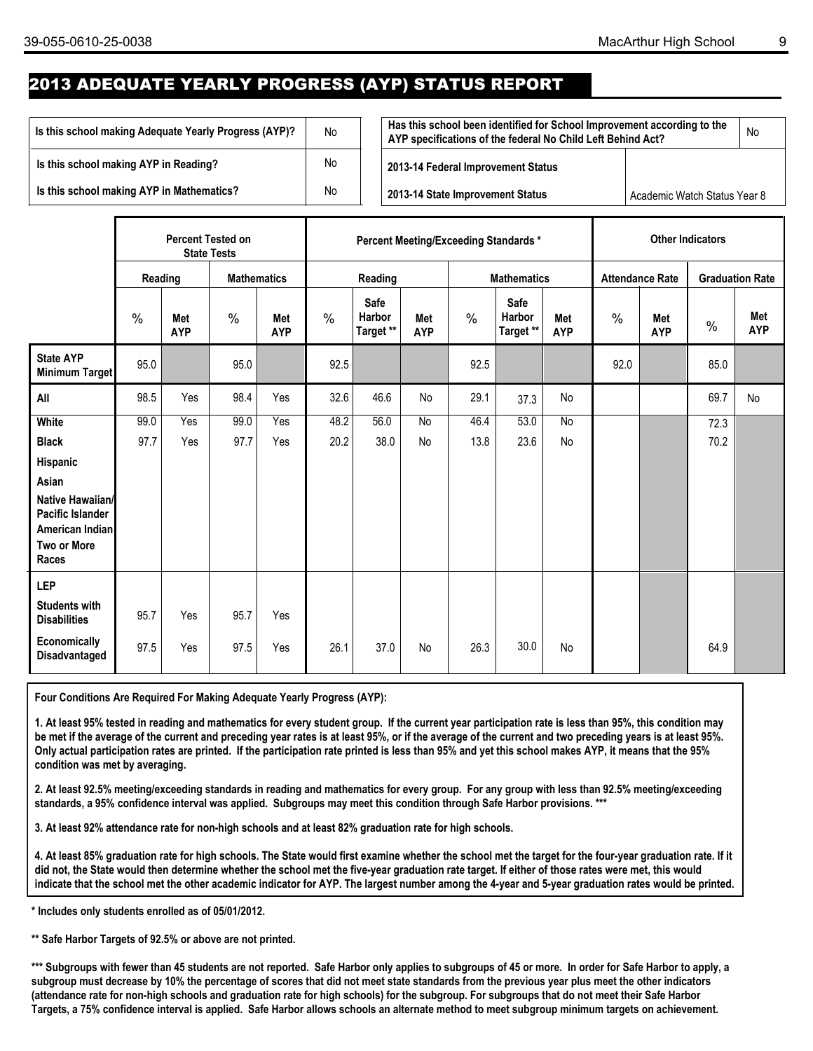## 2013 ADEQUATE YEARLY PROGRESS (AYP) STATUS REPORT

| | |
|---|---|
| Is this school making Adequate Yearly Progress (AYP)? | No |
| Is this school making AYP in Reading? | No |
| Is this school making AYP in Mathematics? | No |

| | |
|---|---|
| Has this school been identified for School Improvement according to the AYP specifications of the federal No Child Left Behind Act? | No |
| 2013-14 Federal Improvement Status | |
| 2013-14 State Improvement Status | Academic Watch Status Year 8 |

| | Percent Tested on State Tests | | | | Percent Meeting/Exceeding Standards * | | | | | | Other Indicators | | | |
|---|---|---|---|---|---|---|---|---|---|---|---|---|---|---|
| | Reading | | Mathematics | | Reading | | | Mathematics | | | Attendance Rate | | Graduation Rate | |
| | % | Met AYP | % | Met AYP | % | Safe Harbor Target ** | Met AYP | % | Safe Harbor Target ** | Met AYP | % | Met AYP | % | Met AYP |
| State AYP Minimum Target | 95.0 | | 95.0 | | 92.5 | | | 92.5 | | | 92.0 | | 85.0 | |
| All | 98.5 | Yes | 98.4 | Yes | 32.6 | 46.6 | No | 29.1 | 37.3 | No | | | 69.7 | No |
| White | 99.0 | Yes | 99.0 | Yes | 48.2 | 56.0 | No | 46.4 | 53.0 | No | | | 72.3 | |
| Black | 97.7 | Yes | 97.7 | Yes | 20.2 | 38.0 | No | 13.8 | 23.6 | No | | | 70.2 | |
| Hispanic | | | | | | | | | | | | | | |
| Asian | | | | | | | | | | | | | | |
| Native Hawaiian/ Pacific Islander | | | | | | | | | | | | | | |
| American Indian | | | | | | | | | | | | | | |
| Two or More Races | | | | | | | | | | | | | | |
| LEP | | | | | | | | | | | | | | |
| Students with Disabilities | 95.7 | Yes | 95.7 | Yes | | | | | | | | | | |
| Economically Disadvantaged | 97.5 | Yes | 97.5 | Yes | 26.1 | 37.0 | No | 26.3 | 30.0 | No | | | 64.9 | |

**Four Conditions Are Required For Making Adequate Yearly Progress (AYP):**

**1. At least 95% tested in reading and mathematics for every student group. If the current year participation rate is less than 95%, this condition may be met if the average of the current and preceding year rates is at least 95%, or if the average of the current and two preceding years is at least 95%. Only actual participation rates are printed. If the participation rate printed is less than 95% and yet this school makes AYP, it means that the 95% condition was met by averaging.**

**2. At least 92.5% meeting/exceeding standards in reading and mathematics for every group. For any group with less than 92.5% meeting/exceeding standards, a 95% confidence interval was applied. Subgroups may meet this condition through Safe Harbor provisions. *****

**3. At least 92% attendance rate for non-high schools and at least 82% graduation rate for high schools.**

**4. At least 85% graduation rate for high schools. The State would first examine whether the school met the target for the four-year graduation rate. If it did not, the State would then determine whether the school met the five-year graduation rate target. If either of those rates were met, this would indicate that the school met the other academic indicator for AYP. The largest number among the 4-year and 5-year graduation rates would be printed.**

**\* Includes only students enrolled as of 05/01/2012.**

**\*\* Safe Harbor Targets of 92.5% or above are not printed.**

**\*\*\* Subgroups with fewer than 45 students are not reported. Safe Harbor only applies to subgroups of 45 or more. In order for Safe Harbor to apply, a subgroup must decrease by 10% the percentage of scores that did not meet state standards from the previous year plus meet the other indicators (attendance rate for non-high schools and graduation rate for high schools) for the subgroup. For subgroups that do not meet their Safe Harbor Targets, a 75% confidence interval is applied. Safe Harbor allows schools an alternate method to meet subgroup minimum targets on achievement.**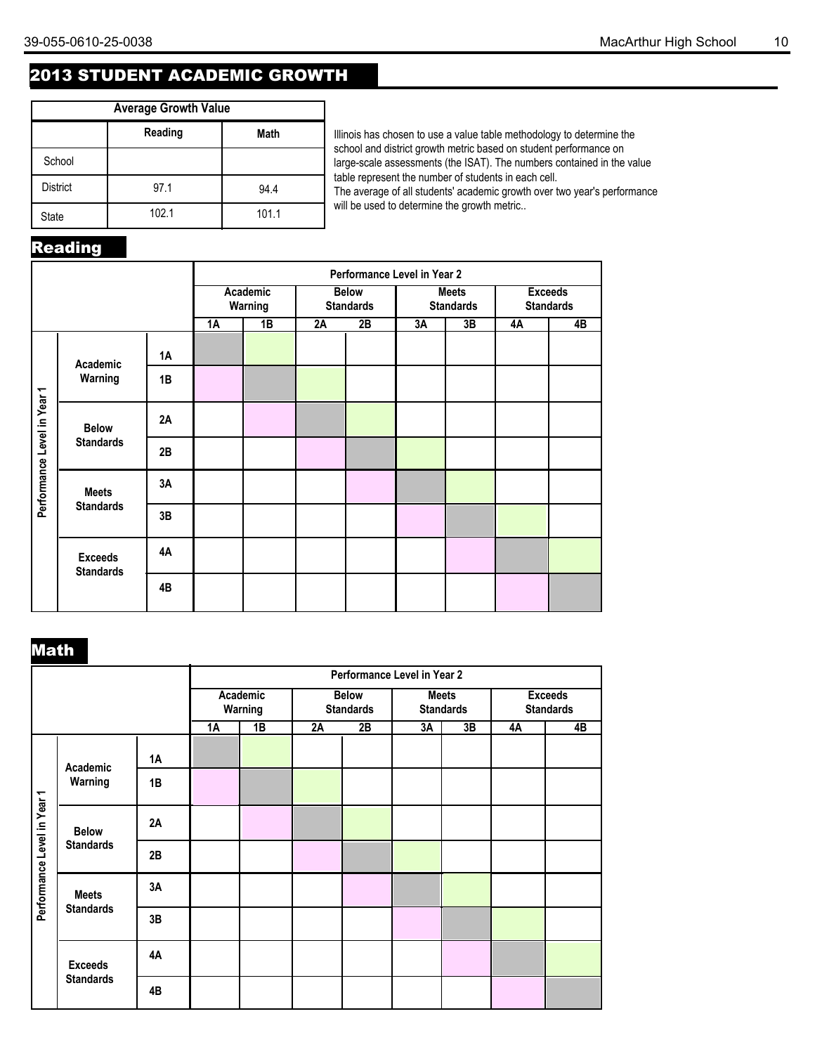## 2013 STUDENT ACADEMIC GROWTH

| Average Growth Value | | |
|---|---|---|
| | Reading | Math |
| School | | |
| District | 97.1 | 94.4 |
| State | 102.1 | 101.1 |

Illinois has chosen to use a value table methodology to determine the school and district growth metric based on student performance on large-scale assessments (the ISAT). The numbers contained in the value table represent the number of students in each cell.
The average of all students' academic growth over two year's performance will be used to determine the growth metric..

### Reading

| | | | Performance Level in Year 2 | | | | | | | |
|---|---|---|---|---|---|---|---|---|---|---|
| | | | Academic Warning | | Below Standards | | Meets Standards | | Exceeds Standards | |
| | | | 1A | 1B | 2A | 2B | 3A | 3B | 4A | 4B |
| Performance Level in Year 1 | Academic Warning | 1A | | | | | | | | |
| | | 1B | | | | | | | | |
| | Below Standards | 2A | | | | | | | | |
| | | 2B | | | | | | | | |
| | Meets Standards | 3A | | | | | | | | |
| | | 3B | | | | | | | | |
| | Exceeds Standards | 4A | | | | | | | | |
| | | 4B | | | | | | | | |

### Math

| | | | Performance Level in Year 2 | | | | | | | |
|---|---|---|---|---|---|---|---|---|---|---|
| | | | Academic Warning | | Below Standards | | Meets Standards | | Exceeds Standards | |
| | | | 1A | 1B | 2A | 2B | 3A | 3B | 4A | 4B |
| Performance Level in Year 1 | Academic Warning | 1A | | | | | | | | |
| | | 1B | | | | | | | | |
| | Below Standards | 2A | | | | | | | | |
| | | 2B | | | | | | | | |
| | Meets Standards | 3A | | | | | | | | |
| | | 3B | | | | | | | | |
| | Exceeds Standards | 4A | | | | | | | | |
| | | 4B | | | | | | | | |